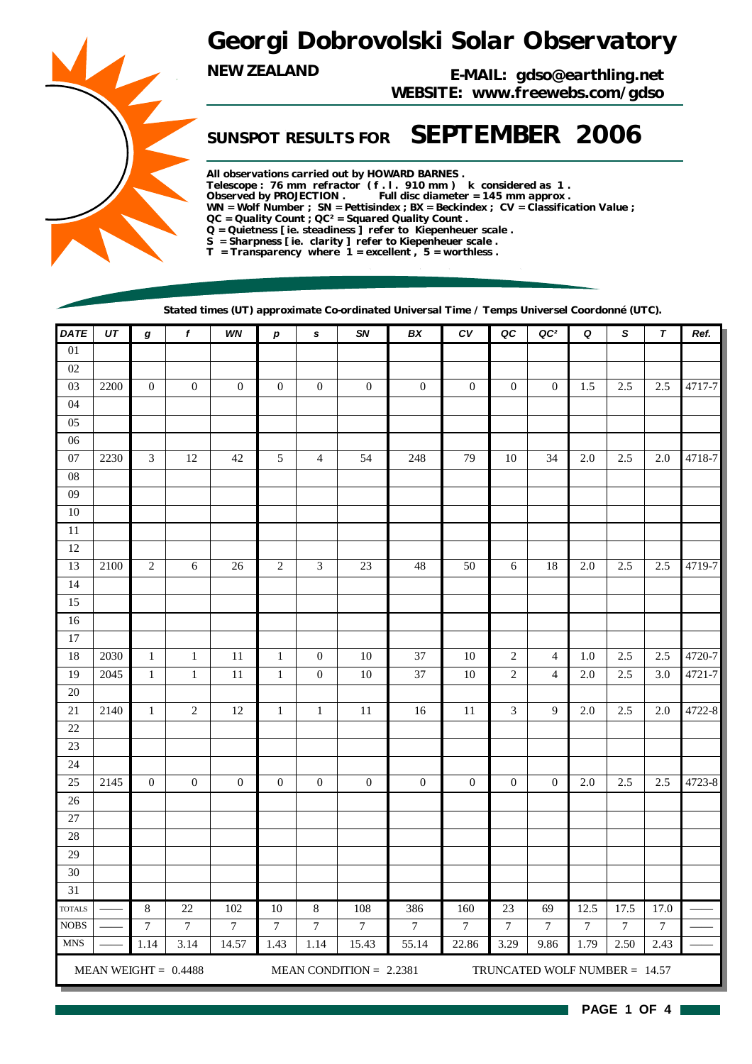# Georgi Dobrovolski Solar Observatory

**NEW ZEALAND**

**E-MAIL: gdso@earthling.net**
**WEBSITE: www.freewebs.com/gdso**

## SUNSPOT RESULTS FOR SEPTEMBER 2006

**All observations carried out by HOWARD BARNES .**
**Telescope : 76 mm refractor ( f . l . 910 mm ) k considered as 1 .**
**Observed by PROJECTION . Full disc diameter = 145 mm approx .**
**WN = Wolf Number ; SN = Pettisindex ; BX = Beckindex ; CV = Classification Value ;**
**QC = Quality Count ; QC² = Squared Quality Count .**
**Q = Quietness [ ie. steadiness ] refer to Kiepenheuer scale .**
**S = Sharpness [ ie. clarity ] refer to Kiepenheuer scale .**
**T = Transparency where 1 = excellent , 5 = worthless .**

**Stated times (UT) approximate Co-ordinated Universal Time / Temps Universel Coordonné (UTC).**

| DATE | UT | g | f | WN | p | s | SN | BX | CV | QC | QC² | Q | S | T | Ref. |
|---|---|---|---|---|---|---|---|---|---|---|---|---|---|---|---|
| 01 | | | | | | | | | | | | | | | |
| 02 | | | | | | | | | | | | | | | |
| 03 | 2200 | 0 | 0 | 0 | 0 | 0 | 0 | 0 | 0 | 0 | 0 | 1.5 | 2.5 | 2.5 | 4717-7 |
| 04 | | | | | | | | | | | | | | | |
| 05 | | | | | | | | | | | | | | | |
| 06 | | | | | | | | | | | | | | | |
| 07 | 2230 | 3 | 12 | 42 | 5 | 4 | 54 | 248 | 79 | 10 | 34 | 2.0 | 2.5 | 2.0 | 4718-7 |
| 08 | | | | | | | | | | | | | | | |
| 09 | | | | | | | | | | | | | | | |
| 10 | | | | | | | | | | | | | | | |
| 11 | | | | | | | | | | | | | | | |
| 12 | | | | | | | | | | | | | | | |
| 13 | 2100 | 2 | 6 | 26 | 2 | 3 | 23 | 48 | 50 | 6 | 18 | 2.0 | 2.5 | 2.5 | 4719-7 |
| 14 | | | | | | | | | | | | | | | |
| 15 | | | | | | | | | | | | | | | |
| 16 | | | | | | | | | | | | | | | |
| 17 | | | | | | | | | | | | | | | |
| 18 | 2030 | 1 | 1 | 11 | 1 | 0 | 10 | 37 | 10 | 2 | 4 | 1.0 | 2.5 | 2.5 | 4720-7 |
| 19 | 2045 | 1 | 1 | 11 | 1 | 0 | 10 | 37 | 10 | 2 | 4 | 2.0 | 2.5 | 3.0 | 4721-7 |
| 20 | | | | | | | | | | | | | | | |
| 21 | 2140 | 1 | 2 | 12 | 1 | 1 | 11 | 16 | 11 | 3 | 9 | 2.0 | 2.5 | 2.0 | 4722-8 |
| 22 | | | | | | | | | | | | | | | |
| 23 | | | | | | | | | | | | | | | |
| 24 | | | | | | | | | | | | | | | |
| 25 | 2145 | 0 | 0 | 0 | 0 | 0 | 0 | 0 | 0 | 0 | 0 | 2.0 | 2.5 | 2.5 | 4723-8 |
| 26 | | | | | | | | | | | | | | | |
| 27 | | | | | | | | | | | | | | | |
| 28 | | | | | | | | | | | | | | | |
| 29 | | | | | | | | | | | | | | | |
| 30 | | | | | | | | | | | | | | | |
| 31 | | | | | | | | | | | | | | | |
| TOTALS | —— | 8 | 22 | 102 | 10 | 8 | 108 | 386 | 160 | 23 | 69 | 12.5 | 17.5 | 17.0 | —— |
| NOBS | —— | 7 | 7 | 7 | 7 | 7 | 7 | 7 | 7 | 7 | 7 | 7 | 7 | 7 | —— |
| MNS | —— | 1.14 | 3.14 | 14.57 | 1.43 | 1.14 | 15.43 | 55.14 | 22.86 | 3.29 | 9.86 | 1.79 | 2.50 | 2.43 | —— |

MEAN WEIGHT = 0.4488 MEAN CONDITION = 2.2381 TRUNCATED WOLF NUMBER = 14.57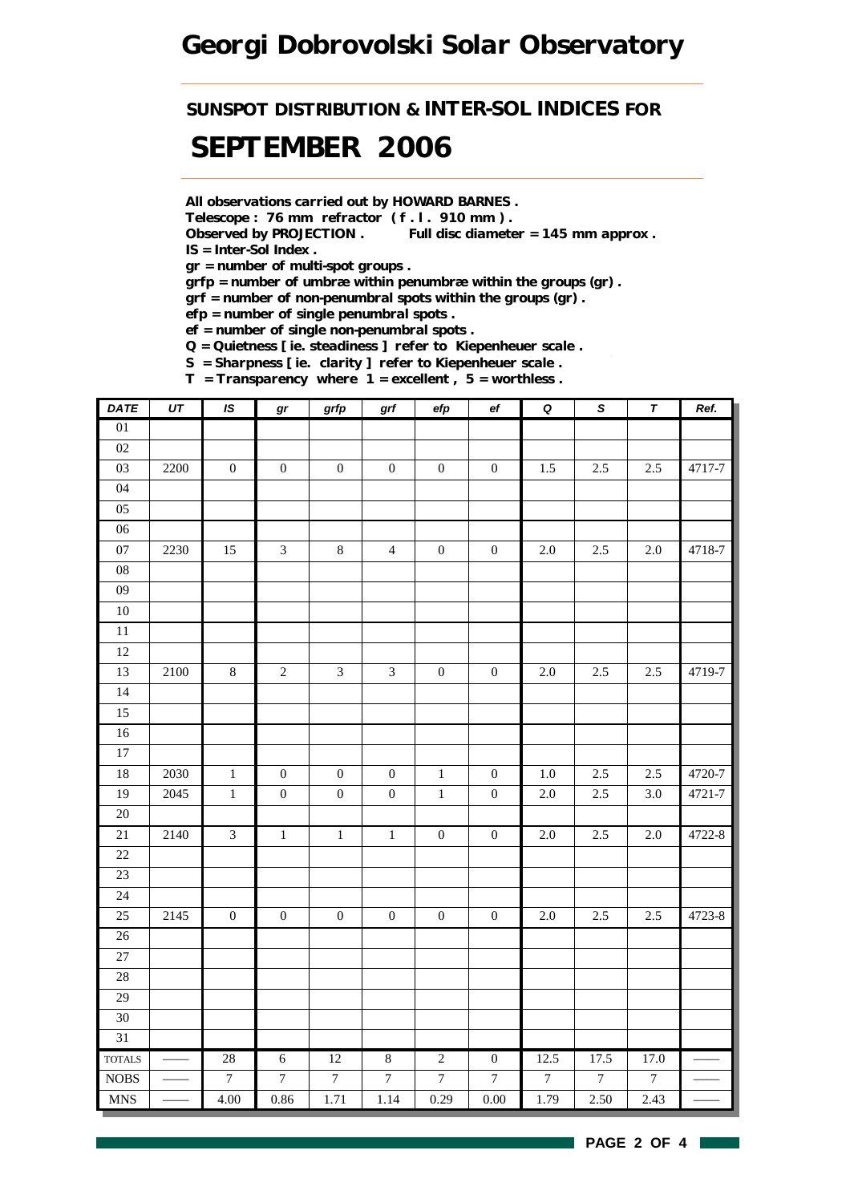# Georgi Dobrovolski Solar Observatory

## SUNSPOT DISTRIBUTION & INTER-SOL INDICES FOR

# SEPTEMBER 2006

**All observations carried out by HOWARD BARNES .**
**Telescope : 76 mm refractor ( f . l . 910 mm ) .**
**Observed by PROJECTION .** **Full disc diameter = 145 mm approx .**
**IS = Inter-Sol Index .**
**gr = number of multi-spot groups .**
**grfp = number of umbræ within penumbræ within the groups (gr) .**
**grf = number of non-penumbral spots within the groups (gr) .**
**efp = number of single penumbral spots .**
**ef = number of single non-penumbral spots .**
**Q = Quietness [ ie. steadiness ] refer to Kiepenheuer scale .**
**S = Sharpness [ ie. clarity ] refer to Kiepenheuer scale .**
**T = Transparency where 1 = excellent , 5 = worthless .**

| DATE | UT | IS | gr | grfp | grf | efp | ef | Q | S | T | Ref. |
|---|---|---|---|---|---|---|---|---|---|---|---|
| 01 | | | | | | | | | | | |
| 02 | | | | | | | | | | | |
| 03 | 2200 | 0 | 0 | 0 | 0 | 0 | 0 | 1.5 | 2.5 | 2.5 | 4717-7 |
| 04 | | | | | | | | | | | |
| 05 | | | | | | | | | | | |
| 06 | | | | | | | | | | | |
| 07 | 2230 | 15 | 3 | 8 | 4 | 0 | 0 | 2.0 | 2.5 | 2.0 | 4718-7 |
| 08 | | | | | | | | | | | |
| 09 | | | | | | | | | | | |
| 10 | | | | | | | | | | | |
| 11 | | | | | | | | | | | |
| 12 | | | | | | | | | | | |
| 13 | 2100 | 8 | 2 | 3 | 3 | 0 | 0 | 2.0 | 2.5 | 2.5 | 4719-7 |
| 14 | | | | | | | | | | | |
| 15 | | | | | | | | | | | |
| 16 | | | | | | | | | | | |
| 17 | | | | | | | | | | | |
| 18 | 2030 | 1 | 0 | 0 | 0 | 1 | 0 | 1.0 | 2.5 | 2.5 | 4720-7 |
| 19 | 2045 | 1 | 0 | 0 | 0 | 1 | 0 | 2.0 | 2.5 | 3.0 | 4721-7 |
| 20 | | | | | | | | | | | |
| 21 | 2140 | 3 | 1 | 1 | 1 | 0 | 0 | 2.0 | 2.5 | 2.0 | 4722-8 |
| 22 | | | | | | | | | | | |
| 23 | | | | | | | | | | | |
| 24 | | | | | | | | | | | |
| 25 | 2145 | 0 | 0 | 0 | 0 | 0 | 0 | 2.0 | 2.5 | 2.5 | 4723-8 |
| 26 | | | | | | | | | | | |
| 27 | | | | | | | | | | | |
| 28 | | | | | | | | | | | |
| 29 | | | | | | | | | | | |
| 30 | | | | | | | | | | | |
| 31 | | | | | | | | | | | |
| TOTALS | —— | 28 | 6 | 12 | 8 | 2 | 0 | 12.5 | 17.5 | 17.0 | —— |
| NOBS | —— | 7 | 7 | 7 | 7 | 7 | 7 | 7 | 7 | 7 | —— |
| MNS | —— | 4.00 | 0.86 | 1.71 | 1.14 | 0.29 | 0.00 | 1.79 | 2.50 | 2.43 | —— |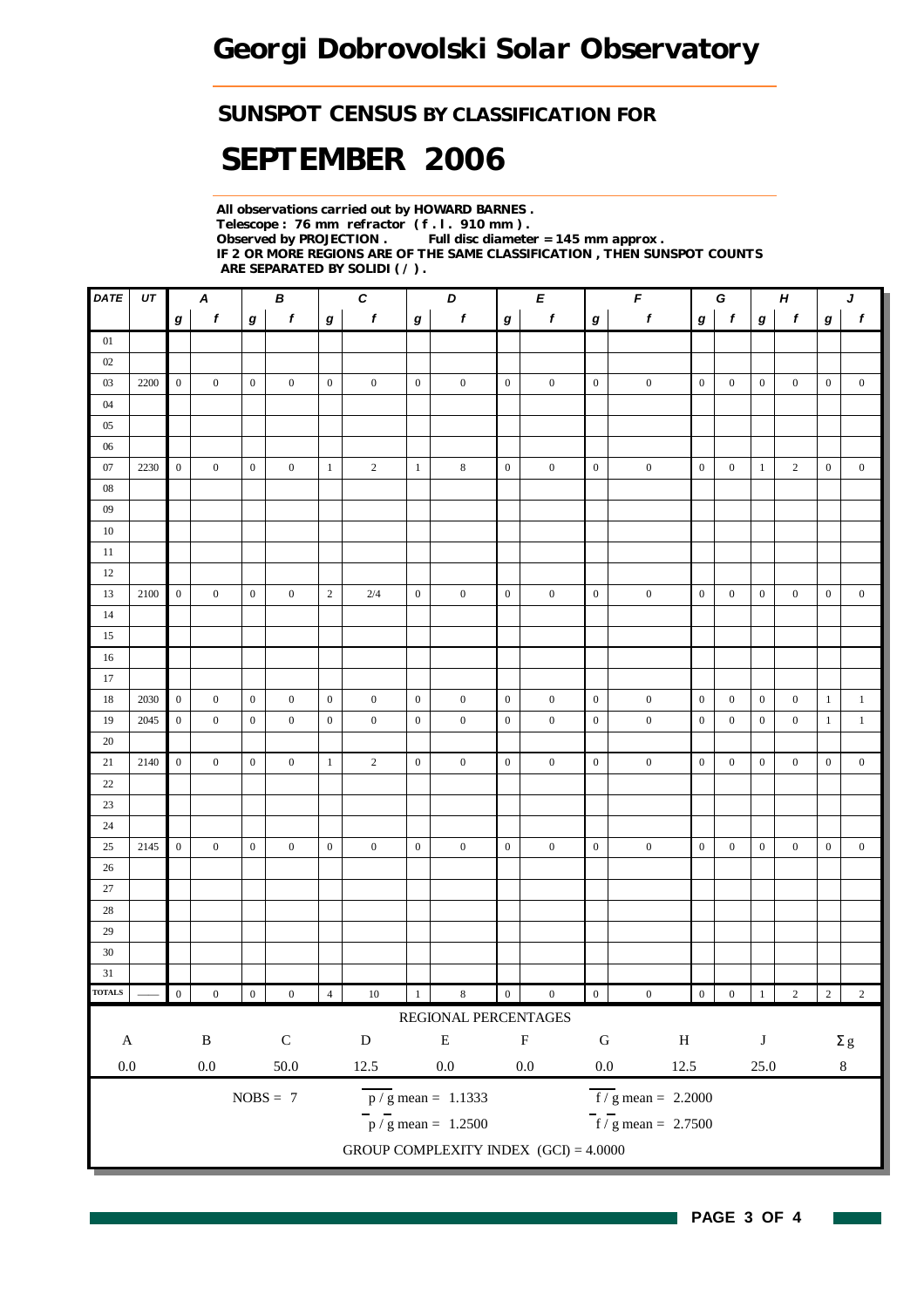# Georgi Dobrovolski Solar Observatory

## SUNSPOT CENSUS BY CLASSIFICATION FOR

# SEPTEMBER 2006

**All observations carried out by HOWARD BARNES .**
**Telescope : 76 mm refractor ( f . l . 910 mm ) .**
**Observed by PROJECTION . Full disc diameter = 145 mm approx .**
**IF 2 OR MORE REGIONS ARE OF THE SAME CLASSIFICATION , THEN SUNSPOT COUNTS ARE SEPARATED BY SOLIDI ( / ) .**

| DATE | UT | A | | B | | C | | D | | E | | F | | G | | H | | J | |
|---|---|---|---|---|---|---|---|---|---|---|---|---|---|---|---|---|---|---|---|
| | | g | f | g | f | g | f | g | f | g | f | g | f | g | f | g | f | g | f |
| 01 | | | | | | | | | | | | | | | | | | | |
| 02 | | | | | | | | | | | | | | | | | | | |
| 03 | 2200 | 0 | 0 | 0 | 0 | 0 | 0 | 0 | 0 | 0 | 0 | 0 | 0 | 0 | 0 | 0 | 0 | 0 | 0 |
| 04 | | | | | | | | | | | | | | | | | | | |
| 05 | | | | | | | | | | | | | | | | | | | |
| 06 | | | | | | | | | | | | | | | | | | | |
| 07 | 2230 | 0 | 0 | 0 | 0 | 1 | 2 | 1 | 8 | 0 | 0 | 0 | 0 | 0 | 0 | 1 | 2 | 0 | 0 |
| 08 | | | | | | | | | | | | | | | | | | | |
| 09 | | | | | | | | | | | | | | | | | | | |
| 10 | | | | | | | | | | | | | | | | | | | |
| 11 | | | | | | | | | | | | | | | | | | | |
| 12 | | | | | | | | | | | | | | | | | | | |
| 13 | 2100 | 0 | 0 | 0 | 0 | 2 | 2/4 | 0 | 0 | 0 | 0 | 0 | 0 | 0 | 0 | 0 | 0 | 0 | 0 |
| 14 | | | | | | | | | | | | | | | | | | | |
| 15 | | | | | | | | | | | | | | | | | | | |
| 16 | | | | | | | | | | | | | | | | | | | |
| 17 | | | | | | | | | | | | | | | | | | | |
| 18 | 2030 | 0 | 0 | 0 | 0 | 0 | 0 | 0 | 0 | 0 | 0 | 0 | 0 | 0 | 0 | 0 | 0 | 1 | 1 |
| 19 | 2045 | 0 | 0 | 0 | 0 | 0 | 0 | 0 | 0 | 0 | 0 | 0 | 0 | 0 | 0 | 0 | 0 | 1 | 1 |
| 20 | | | | | | | | | | | | | | | | | | | |
| 21 | 2140 | 0 | 0 | 0 | 0 | 1 | 2 | 0 | 0 | 0 | 0 | 0 | 0 | 0 | 0 | 0 | 0 | 0 | 0 |
| 22 | | | | | | | | | | | | | | | | | | | |
| 23 | | | | | | | | | | | | | | | | | | | |
| 24 | | | | | | | | | | | | | | | | | | | |
| 25 | 2145 | 0 | 0 | 0 | 0 | 0 | 0 | 0 | 0 | 0 | 0 | 0 | 0 | 0 | 0 | 0 | 0 | 0 | 0 |
| 26 | | | | | | | | | | | | | | | | | | | |
| 27 | | | | | | | | | | | | | | | | | | | |
| 28 | | | | | | | | | | | | | | | | | | | |
| 29 | | | | | | | | | | | | | | | | | | | |
| 30 | | | | | | | | | | | | | | | | | | | |
| 31 | | | | | | | | | | | | | | | | | | | |
| TOTALS | —— | 0 | 0 | 0 | 0 | 4 | 10 | 1 | 8 | 0 | 0 | 0 | 0 | 0 | 0 | 1 | 2 | 2 | 2 |

REGIONAL PERCENTAGES

| A | B | C | D | E | F | G | H | J | Σ g |
|---|---|---|---|---|---|---|---|---|---|
| 0.0 | 0.0 | 50.0 | 12.5 | 0.0 | 0.0 | 0.0 | 12.5 | 25.0 | 8 |

NOBS = 7

$\overline{p/g}$ mean = 1.1333

$\overline{f/g}$ mean = 2.2000

$\overline{p}/\overline{g}$ mean = 1.2500

$\overline{f}/\overline{g}$ mean = 2.7500

GROUP COMPLEXITY INDEX (GCI) = 4.0000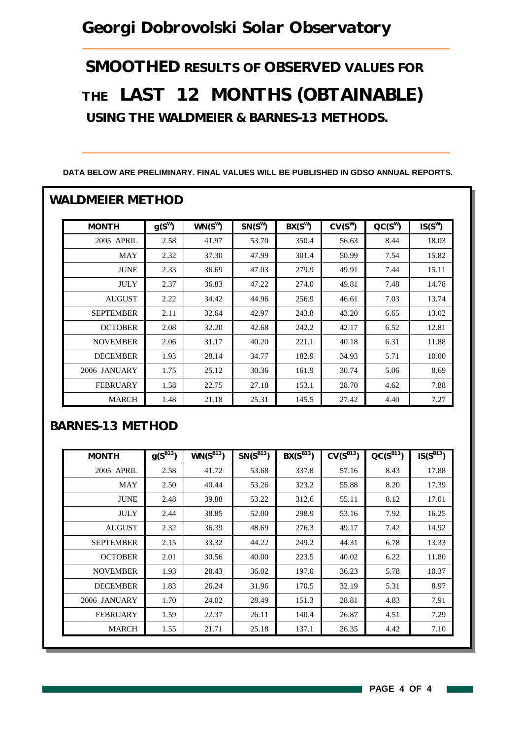# Georgi Dobrovolski Solar Observatory

## SMOOTHED RESULTS OF OBSERVED VALUES FOR THE LAST 12 MONTHS (OBTAINABLE) USING THE WALDMEIER & BARNES-13 METHODS.

**DATA BELOW ARE PRELIMINARY. FINAL VALUES WILL BE PUBLISHED IN GDSO ANNUAL REPORTS.**

## WALDMEIER METHOD

| MONTH | $g(S^W)$ | $WN(S^W)$ | $SN(S^W)$ | $BX(S^W)$ | $CV(S^W)$ | $QC(S^W)$ | $IS(S^W)$ |
|---|---|---|---|---|---|---|---|
| 2005 APRIL | 2.58 | 41.97 | 53.70 | 350.4 | 56.63 | 8.44 | 18.03 |
| MAY | 2.32 | 37.30 | 47.99 | 301.4 | 50.99 | 7.54 | 15.82 |
| JUNE | 2.33 | 36.69 | 47.03 | 279.9 | 49.91 | 7.44 | 15.11 |
| JULY | 2.37 | 36.83 | 47.22 | 274.0 | 49.81 | 7.48 | 14.78 |
| AUGUST | 2.22 | 34.42 | 44.96 | 256.9 | 46.61 | 7.03 | 13.74 |
| SEPTEMBER | 2.11 | 32.64 | 42.97 | 243.8 | 43.20 | 6.65 | 13.02 |
| OCTOBER | 2.08 | 32.20 | 42.68 | 242.2 | 42.17 | 6.52 | 12.81 |
| NOVEMBER | 2.06 | 31.17 | 40.20 | 221.1 | 40.18 | 6.31 | 11.88 |
| DECEMBER | 1.93 | 28.14 | 34.77 | 182.9 | 34.93 | 5.71 | 10.00 |
| 2006 JANUARY | 1.75 | 25.12 | 30.36 | 161.9 | 30.74 | 5.06 | 8.69 |
| FEBRUARY | 1.58 | 22.75 | 27.18 | 153.1 | 28.70 | 4.62 | 7.88 |
| MARCH | 1.48 | 21.18 | 25.31 | 145.5 | 27.42 | 4.40 | 7.27 |

## BARNES-13 METHOD

| MONTH | $g(S^{B13})$ | $WN(S^{B13})$ | $SN(S^{B13})$ | $BX(S^{B13})$ | $CV(S^{B13})$ | $QC(S^{B13})$ | $IS(S^{B13})$ |
|---|---|---|---|---|---|---|---|
| 2005 APRIL | 2.58 | 41.72 | 53.68 | 337.8 | 57.16 | 8.43 | 17.88 |
| MAY | 2.50 | 40.44 | 53.26 | 323.2 | 55.88 | 8.20 | 17.39 |
| JUNE | 2.48 | 39.88 | 53.22 | 312.6 | 55.11 | 8.12 | 17.01 |
| JULY | 2.44 | 38.85 | 52.00 | 298.9 | 53.16 | 7.92 | 16.25 |
| AUGUST | 2.32 | 36.39 | 48.69 | 276.3 | 49.17 | 7.42 | 14.92 |
| SEPTEMBER | 2.15 | 33.32 | 44.22 | 249.2 | 44.31 | 6.78 | 13.33 |
| OCTOBER | 2.01 | 30.56 | 40.00 | 223.5 | 40.02 | 6.22 | 11.80 |
| NOVEMBER | 1.93 | 28.43 | 36.02 | 197.0 | 36.23 | 5.78 | 10.37 |
| DECEMBER | 1.83 | 26.24 | 31.96 | 170.5 | 32.19 | 5.31 | 8.97 |
| 2006 JANUARY | 1.70 | 24.02 | 28.49 | 151.3 | 28.81 | 4.83 | 7.91 |
| FEBRUARY | 1.59 | 22.37 | 26.11 | 140.4 | 26.87 | 4.51 | 7.29 |
| MARCH | 1.55 | 21.71 | 25.18 | 137.1 | 26.35 | 4.42 | 7.10 |